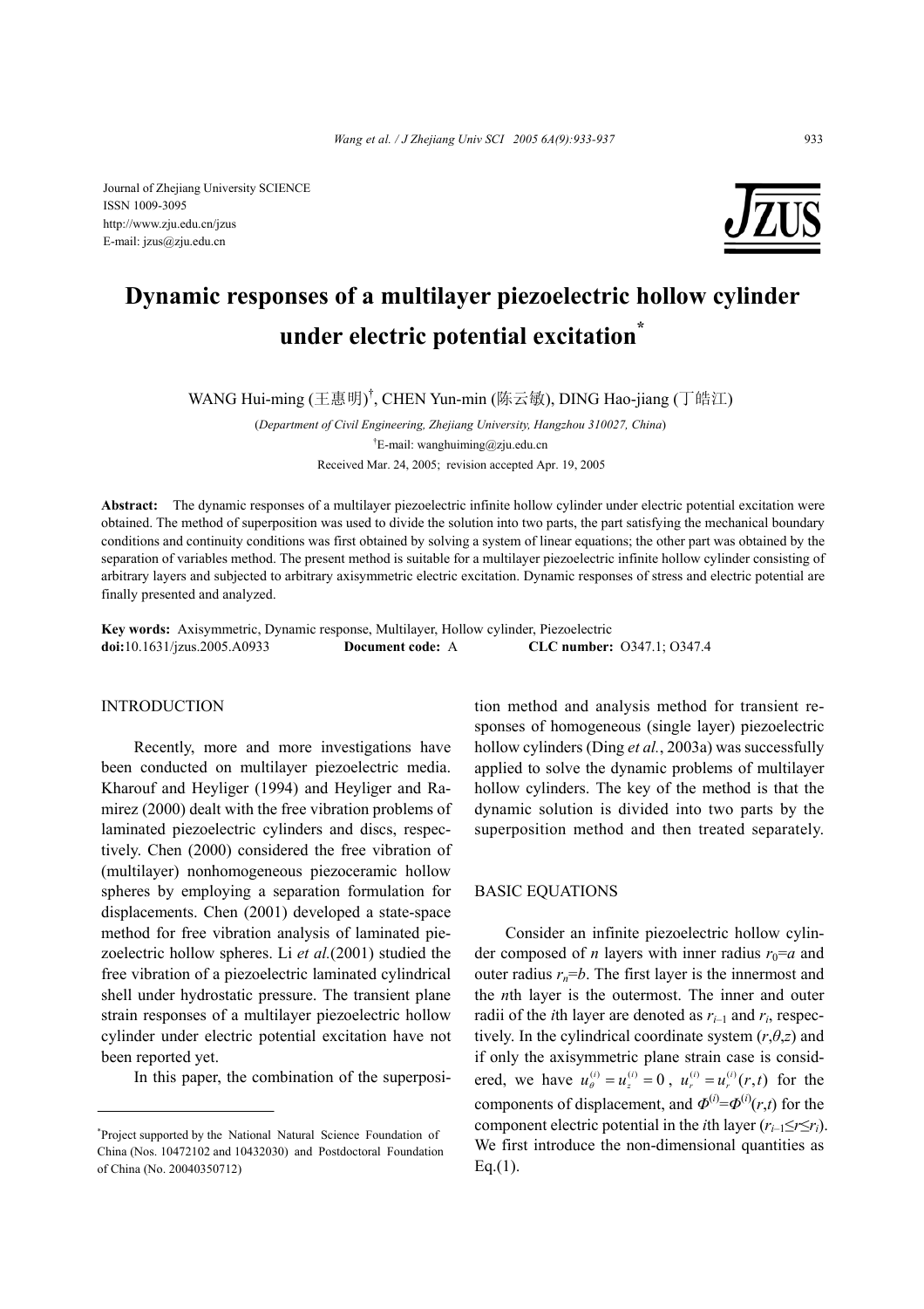Journal of Zhejiang University SCIENCE
ISSN 1009-3095
http://www.zju.edu.cn/jzus
E-mail: jzus@zju.edu.cn

# Dynamic responses of a multilayer piezoelectric hollow cylinder under electric potential excitation*

WANG Hui-ming (王惠明)†, CHEN Yun-min (陈云敏), DING Hao-jiang (丁皓江)

(*Department of Civil Engineering, Zhejiang University, Hangzhou 310027, China*)

†E-mail: wanghuiming@zju.edu.cn

Received Mar. 24, 2005; revision accepted Apr. 19, 2005

**Abstract:** The dynamic responses of a multilayer piezoelectric infinite hollow cylinder under electric potential excitation were obtained. The method of superposition was used to divide the solution into two parts, the part satisfying the mechanical boundary conditions and continuity conditions was first obtained by solving a system of linear equations; the other part was obtained by the separation of variables method. The present method is suitable for a multilayer piezoelectric infinite hollow cylinder consisting of arbitrary layers and subjected to arbitrary axisymmetric electric excitation. Dynamic responses of stress and electric potential are finally presented and analyzed.

**Key words:** Axisymmetric, Dynamic response, Multilayer, Hollow cylinder, Piezoelectric

**doi:**10.1631/jzus.2005.A0933 **Document code:** A **CLC number:** O347.1; O347.4

## INTRODUCTION

Recently, more and more investigations have been conducted on multilayer piezoelectric media. Kharouf and Heyliger (1994) and Heyliger and Ramirez (2000) dealt with the free vibration problems of laminated piezoelectric cylinders and discs, respectively. Chen (2000) considered the free vibration of (multilayer) nonhomogeneous piezoceramic hollow spheres by employing a separation formulation for displacements. Chen (2001) developed a state-space method for free vibration analysis of laminated piezoelectric hollow spheres. Li *et al.*(2001) studied the free vibration of a piezoelectric laminated cylindrical shell under hydrostatic pressure. The transient plane strain responses of a multilayer piezoelectric hollow cylinder under electric potential excitation have not been reported yet.

In this paper, the combination of the superposition method and analysis method for transient responses of homogeneous (single layer) piezoelectric hollow cylinders (Ding *et al.*, 2003a) was successfully applied to solve the dynamic problems of multilayer hollow cylinders. The key of the method is that the dynamic solution is divided into two parts by the superposition method and then treated separately.

## BASIC EQUATIONS

Consider an infinite piezoelectric hollow cylinder composed of $n$ layers with inner radius $r_0=a$ and outer radius $r_n=b$. The first layer is the innermost and the $n$th layer is the outermost. The inner and outer radii of the $i$th layer are denoted as $r_{i-1}$ and $r_i$, respectively. In the cylindrical coordinate system $(r,\theta,z)$ and if only the axisymmetric plane strain case is considered, we have $u_\theta^{(i)}=u_z^{(i)}=0$, $u_r^{(i)}=u_r^{(i)}(r,t)$ for the components of displacement, and $\Phi^{(i)}=\Phi^{(i)}(r,t)$ for the component electric potential in the $i$th layer ($r_{i-1}\le r\le r_i$). We first introduce the non-dimensional quantities as Eq.(1).

---

*Project supported by the National Natural Science Foundation of China (Nos. 10472102 and 10432030) and Postdoctoral Foundation of China (No. 20040350712)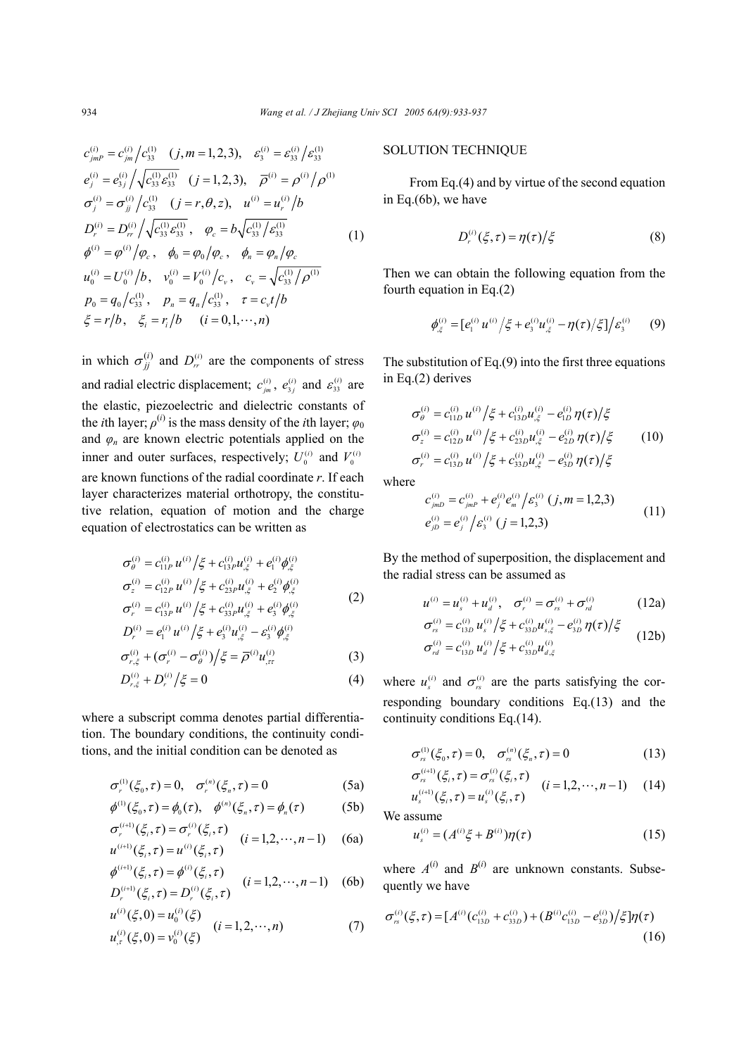$$
\begin{aligned}
&c_{jmP}^{(i)} = c_{jm}^{(i)} \big/ c_{33}^{(1)} \quad (j,m=1,2,3), \quad \varepsilon_3^{(i)} = \varepsilon_{33}^{(i)} \big/ \varepsilon_{33}^{(1)} \\
&e_j^{(i)} = e_{3j}^{(i)} \Big/ \sqrt{c_{33}^{(1)} \varepsilon_{33}^{(1)}} \quad (j=1,2,3), \quad \overline{\rho}^{(i)} = \rho^{(i)} \big/ \rho^{(1)} \\
&\sigma_j^{(i)} = \sigma_{jj}^{(i)} \big/ c_{33}^{(1)} \quad (j=r,\theta,z), \quad u^{(i)} = u_r^{(i)} \big/ b \\
&D_r^{(i)} = D_{rr}^{(i)} \Big/ \sqrt{c_{33}^{(1)} \varepsilon_{33}^{(1)}}, \quad \varphi_c = b\sqrt{c_{33}^{(1)} \big/ \varepsilon_{33}^{(1)}} \\
&\phi^{(i)} = \varphi^{(i)} \big/ \varphi_c, \quad \phi_0 = \varphi_0 \big/ \varphi_c, \quad \phi_n = \varphi_n \big/ \varphi_c \\
&u_0^{(i)} = U_0^{(i)} \big/ b, \quad v_0^{(i)} = V_0^{(i)} \big/ c_v, \quad c_v = \sqrt{c_{33}^{(1)} \big/ \rho^{(1)}} \\
&p_0 = q_0 \big/ c_{33}^{(1)}, \quad p_n = q_n \big/ c_{33}^{(1)}, \quad \tau = c_v t \big/ b \\
&\xi = r \big/ b, \quad \xi_i = r_i \big/ b \quad (i=0,1,\cdots,n)
\end{aligned} \tag{1}
$$

in which $\sigma_{jj}^{(i)}$ and $D_{rr}^{(i)}$ are the components of stress and radial electric displacement; $c_{jm}^{(i)}$, $e_{3j}^{(i)}$ and $\varepsilon_{33}^{(i)}$ are the elastic, piezoelectric and dielectric constants of the $i$th layer; $\rho^{(i)}$ is the mass density of the $i$th layer; $\varphi_0$ and $\varphi_n$ are known electric potentials applied on the inner and outer surfaces, respectively; $U_0^{(i)}$ and $V_0^{(i)}$ are known functions of the radial coordinate $r$. If each layer characterizes material orthotropy, the constitutive relation, equation of motion and the charge equation of electrostatics can be written as

$$
\begin{aligned}
&\sigma_\theta^{(i)} = c_{11P}^{(i)} u^{(i)} \big/ \xi + c_{13P}^{(i)} u_{,\xi}^{(i)} + e_1^{(i)} \phi_{,\xi}^{(i)} \\
&\sigma_z^{(i)} = c_{12P}^{(i)} u^{(i)} \big/ \xi + c_{23P}^{(i)} u_{,\xi}^{(i)} + e_2^{(i)} \phi_{,\xi}^{(i)} \\
&\sigma_r^{(i)} = c_{13P}^{(i)} u^{(i)} \big/ \xi + c_{33P}^{(i)} u_{,\xi}^{(i)} + e_3^{(i)} \phi_{,\xi}^{(i)} \\
&D_r^{(i)} = e_1^{(i)} u^{(i)} \big/ \xi + e_3^{(i)} u_{,\xi}^{(i)} - \varepsilon_3^{(i)} \phi_{,\xi}^{(i)}
\end{aligned} \tag{2}
$$

$$
\sigma_{r,\xi}^{(i)} + (\sigma_r^{(i)} - \sigma_\theta^{(i)}) \big/ \xi = \overline{\rho}^{(i)} u_{,\tau\tau}^{(i)} \tag{3}
$$

$$
D_{r,\xi}^{(i)} + D_r^{(i)} \big/ \xi = 0 \tag{4}
$$

where a subscript comma denotes partial differentiation. The boundary conditions, the continuity conditions, and the initial condition can be denoted as

$$
\sigma_r^{(1)}(\xi_0,\tau) = 0, \quad \sigma_r^{(n)}(\xi_n,\tau) = 0 \tag{5a}
$$

$$
\phi^{(1)}(\xi_0,\tau) = \phi_0(\tau), \quad \phi^{(n)}(\xi_n,\tau) = \phi_n(\tau) \tag{5b}
$$

$$
\left.\begin{aligned}
&\sigma_r^{(i+1)}(\xi_i,\tau) = \sigma_r^{(i)}(\xi_i,\tau) \\
&u^{(i+1)}(\xi_i,\tau) = u^{(i)}(\xi_i,\tau)
\end{aligned}\right\} \quad (i=1,2,\cdots,n-1) \tag{6a}
$$

$$
\left.\begin{aligned}
&\phi^{(i+1)}(\xi_i,\tau) = \phi^{(i)}(\xi_i,\tau) \\
&D_r^{(i+1)}(\xi_i,\tau) = D_r^{(i)}(\xi_i,\tau)
\end{aligned}\right\} \quad (i=1,2,\cdots,n-1) \tag{6b}
$$

$$
\left.\begin{aligned}
&u^{(i)}(\xi,0) = u_0^{(i)}(\xi) \\
&u_{,\tau}^{(i)}(\xi,0) = v_0^{(i)}(\xi)
\end{aligned}\right\} \quad (i=1,2,\cdots,n) \tag{7}
$$

## SOLUTION TECHNIQUE

From Eq.(4) and by virtue of the second equation in Eq.(6b), we have

$$
D_r^{(i)}(\xi,\tau) = \eta(\tau) \big/ \xi \tag{8}
$$

Then we can obtain the following equation from the fourth equation in Eq.(2)

$$
\phi_{,\xi}^{(i)} = [e_1^{(i)} u^{(i)} \big/ \xi + e_3^{(i)} u_{,\xi}^{(i)} - \eta(\tau) \big/ \xi] \big/ \varepsilon_3^{(i)} \tag{9}
$$

The substitution of Eq.(9) into the first three equations in Eq.(2) derives

$$
\begin{aligned}
&\sigma_\theta^{(i)} = c_{11D}^{(i)} u^{(i)} \big/ \xi + c_{13D}^{(i)} u_{,\xi}^{(i)} - e_{1D}^{(i)} \eta(\tau) \big/ \xi \\
&\sigma_z^{(i)} = c_{12D}^{(i)} u^{(i)} \big/ \xi + c_{23D}^{(i)} u_{,\xi}^{(i)} - e_{2D}^{(i)} \eta(\tau) \big/ \xi \\
&\sigma_r^{(i)} = c_{13D}^{(i)} u^{(i)} \big/ \xi + c_{33D}^{(i)} u_{,\xi}^{(i)} - e_{3D}^{(i)} \eta(\tau) \big/ \xi
\end{aligned} \tag{10}
$$

where

$$
\begin{aligned}
&c_{jmD}^{(i)} = c_{jmP}^{(i)} + e_j^{(i)} e_m^{(i)} \big/ \varepsilon_3^{(i)} \quad (j,m=1,2,3) \\
&e_{jD}^{(i)} = e_j^{(i)} \big/ \varepsilon_3^{(i)} \quad (j=1,2,3)
\end{aligned} \tag{11}
$$

By the method of superposition, the displacement and the radial stress can be assumed as

$$
u^{(i)} = u_s^{(i)} + u_d^{(i)}, \quad \sigma_r^{(i)} = \sigma_{rs}^{(i)} + \sigma_{rd}^{(i)} \tag{12a}
$$

$$
\begin{aligned}
&\sigma_{rs}^{(i)} = c_{13D}^{(i)} u_s^{(i)} \big/ \xi + c_{33D}^{(i)} u_{s,\xi}^{(i)} - e_{3D}^{(i)} \eta(\tau) \big/ \xi \\
&\sigma_{rd}^{(i)} = c_{13D}^{(i)} u_d^{(i)} \big/ \xi + c_{33D}^{(i)} u_{d,\xi}^{(i)}
\end{aligned} \tag{12b}
$$

where $u_s^{(i)}$ and $\sigma_{rs}^{(i)}$ are the parts satisfying the corresponding boundary conditions Eq.(13) and the continuity conditions Eq.(14).

$$
\sigma_{rs}^{(1)}(\xi_0,\tau) = 0, \quad \sigma_{rs}^{(n)}(\xi_n,\tau) = 0 \tag{13}
$$

$$
\left.\begin{aligned}
&\sigma_{rs}^{(i+1)}(\xi_i,\tau) = \sigma_{rs}^{(i)}(\xi_i,\tau) \\
&u_s^{(i+1)}(\xi_i,\tau) = u_s^{(i)}(\xi_i,\tau)
\end{aligned}\right\} \quad (i=1,2,\cdots,n-1) \tag{14}
$$

We assume

$$
u_s^{(i)} = (A^{(i)} \xi + B^{(i)}) \eta(\tau) \tag{15}
$$

where $A^{(i)}$ and $B^{(i)}$ are unknown constants. Subsequently we have

$$
\sigma_{rs}^{(i)}(\xi,\tau) = [A^{(i)}(c_{13D}^{(i)} + c_{33D}^{(i)}) + (B^{(i)} c_{13D}^{(i)} - e_{3D}^{(i)}) \big/ \xi] \eta(\tau) \tag{16}
$$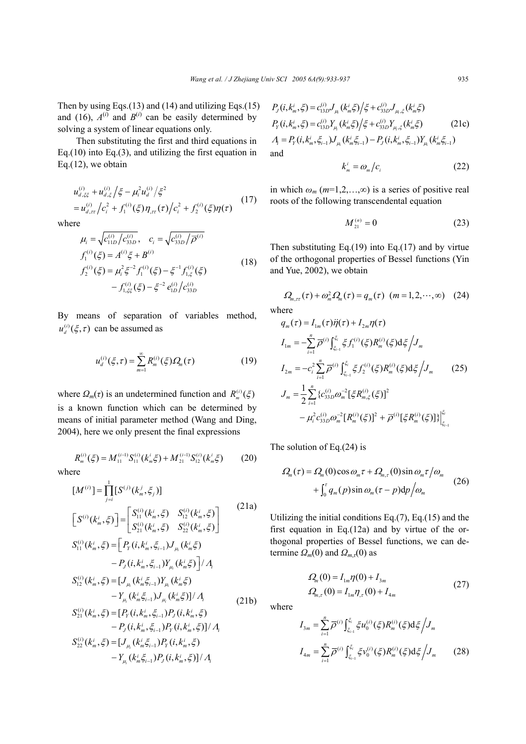Then by using Eqs.(13) and (14) and utilizing Eqs.(15) and (16), $A^{(i)}$ and $B^{(i)}$ can be easily determined by solving a system of linear equations only.

Then substituting the first and third equations in Eq.(10) into Eq.(3), and utilizing the first equation in Eq.(12), we obtain

$$
\begin{aligned}
& u_{d,\xi\xi}^{(i)} + u_{d,\xi}^{(i)}\big/\xi - \mu_i^2 u_d^{(i)}\big/\xi^2 \\
& = u_{d,\tau\tau}^{(i)}\big/c_i^2 + f_1^{(i)}(\xi)\eta_{,\tau\tau}(\tau)\big/c_i^2 + f_2^{(i)}(\xi)\eta(\tau)
\end{aligned} \tag{17}
$$

where

$$
\begin{aligned}
& \mu_i = \sqrt{c_{11D}^{(i)}\big/c_{33D}^{(i)}}, \quad c_i = \sqrt{c_{33D}^{(i)}\big/\overline{\rho}^{(i)}} \\
& f_1^{(i)}(\xi) = A^{(i)}\xi + B^{(i)} \\
& f_2^{(i)}(\xi) = \mu_i^2 \xi^{-2} f_1^{(i)}(\xi) - \xi^{-1} f_{1,\xi}^{(i)}(\xi) \\
& \quad - f_{1,\xi\xi}^{(i)}(\xi) - \xi^{-2} e_{1D}^{(i)}\big/c_{33D}^{(i)}
\end{aligned} \tag{18}
$$

By means of separation of variables method, $u_d^{(i)}(\xi,\tau)$ can be assumed as

$$
u_d^{(i)}(\xi,\tau) = \sum_{m=1}^{\infty} R_m^{(i)}(\xi)\Omega_m(\tau) \tag{19}
$$

where $\Omega_m(\tau)$ is an undetermined function and $R_m^{(i)}(\xi)$ is a known function which can be determined by means of initial parameter method (Wang and Ding, 2004), here we only present the final expressions

$$
R_m^{(i)}(\xi) = M_{11}^{(i-1)} S_{11}^{(i)}(k_m^i \xi) + M_{21}^{(i-1)} S_{12}^{(i)}(k_m^i \xi) \tag{20}
$$

where

$$
\begin{aligned}
& [M^{(i)}] = \prod_{j=i}^{1} [S^{(j)}(k_m^j, \xi_j)] \\
& \left[S^{(i)}(k_m^i,\xi)\right] = \begin{bmatrix} S_{11}^{(i)}(k_m^i,\xi) & S_{12}^{(i)}(k_m^i,\xi) \\ S_{21}^{(i)}(k_m^i,\xi) & S_{22}^{(i)}(k_m^i,\xi) \end{bmatrix}
\end{aligned} \tag{21a}
$$

$$
\begin{aligned}
S_{11}^{(i)}(k_m^i,\xi) &= \left[P_Y(i,k_m^i,\xi_{i-1}) J_{\mu_i}(k_m^i\xi) \right. \\
& \left. \quad - P_J(i,k_m^i,\xi_{i-1}) Y_{\mu_i}(k_m^i\xi)\right] / \Lambda_i \\
S_{12}^{(i)}(k_m^i,\xi) &= [J_{\mu_i}(k_m^i\xi_{i-1}) Y_{\mu_i}(k_m^i\xi) \\
& \quad - Y_{\mu_i}(k_m^i\xi_{i-1}) J_{\mu_i}(k_m^i\xi)] / \Lambda_i \\
S_{21}^{(i)}(k_m^i,\xi) &= [P_Y(i,k_m^i,\xi_{i-1}) P_J(i,k_m^i,\xi) \\
& \quad - P_J(i,k_m^i,\xi_{i-1}) P_Y(i,k_m^i,\xi)] / \Lambda_i \\
S_{22}^{(i)}(k_m^i,\xi) &= [J_{\mu_i}(k_m^i\xi_{i-1}) P_Y(i,k_m^i,\xi) \\
& \quad - Y_{\mu_i}(k_m^i\xi_{i-1}) P_J(i,k_m^i,\xi)] / \Lambda_i
\end{aligned} \tag{21b}
$$

$$
\begin{aligned}
& P_J(i,k_m^i,\xi) = c_{13D}^{(i)} J_{\mu_i}(k_m^i\xi)\big/\xi + c_{33D}^{(i)} J_{\mu_i,\xi}(k_m^i\xi) \\
& P_Y(i,k_m^i,\xi) = c_{13D}^{(i)} Y_{\mu_i}(k_m^i\xi)\big/\xi + c_{33D}^{(i)} Y_{\mu_i,\xi}(k_m^i\xi) \\
& \Lambda_i = P_Y(i,k_m^i,\xi_{i-1}) J_{\mu_i}(k_m^i\xi_{i-1}) - P_J(i,k_m^i,\xi_{i-1}) Y_{\mu_i}(k_m^i\xi_{i-1})
\end{aligned} \tag{21c}
$$

and

$$
k_m^i = \omega_m / c_i \tag{22}
$$

in which $\omega_m$ ($m$=1,2,…,∞) is a series of positive real roots of the following transcendental equation

$$
M_{21}^{(n)} = 0 \tag{23}
$$

Then substituting Eq.(19) into Eq.(17) and by virtue of the orthogonal properties of Bessel functions (Yin and Yue, 2002), we obtain

$$
\Omega_{m,\tau\tau}(\tau) + \omega_m^2 \Omega_m(\tau) = q_m(\tau) \quad (m = 1, 2, \cdots, \infty) \tag{24}
$$

where

$$
\begin{aligned}
& q_m(\tau) = I_{1m}(\tau)\ddot{\eta}(\tau) + I_{2m}\eta(\tau) \\
& I_{1m} = -\sum_{i=1}^{n} \overline{\rho}^{(i)} \int_{\xi_{i-1}}^{\xi_i} \xi f_1^{(i)}(\xi) R_m^{(i)}(\xi) \mathrm{d}\xi \Big/ J_m \\
& I_{2m} = -c_i^2 \sum_{i=1}^{n} \overline{\rho}^{(i)} \int_{\xi_{i-1}}^{\xi_i} \xi f_2^{(i)}(\xi) R_m^{(i)}(\xi) \mathrm{d}\xi \Big/ J_m \\
& J_m = \frac{1}{2} \sum_{i=1}^{n} \{ c_{33D}^{(i)} \omega_m^{-2} [\xi R_{m,\xi}^{(i)}(\xi)]^2 \\
& \quad - \mu_i^2 c_{33D}^{(i)} \omega_m^{-2} [R_m^{(i)}(\xi)]^2 + \overline{\rho}^{(i)} [\xi R_m^{(i)}(\xi)] \} \Big|_{\xi_{i-1}}^{\xi_i}
\end{aligned} \tag{25}
$$

The solution of Eq.(24) is

$$
\begin{aligned}
\Omega_m(\tau) &= \Omega_m(0)\cos\omega_m\tau + \Omega_{m,\tau}(0)\sin\omega_m\tau\big/\omega_m \\
& \quad + \int_0^\tau q_m(p)\sin\omega_m(\tau - p)\mathrm{d}p\big/\omega_m
\end{aligned} \tag{26}
$$

Utilizing the initial conditions Eq.(7), Eq.(15) and the first equation in Eq.(12a) and by virtue of the orthogonal properties of Bessel functions, we can determine $\Omega_m(0)$ and $\Omega_{m,\tau}(0)$ as

$$
\begin{aligned}
& \Omega_m(0) = I_{1m}\eta(0) + I_{3m} \\
& \Omega_{m,\tau}(0) = I_{1m}\eta_{,\tau}(0) + I_{4m}
\end{aligned} \tag{27}
$$

where

$$
\begin{aligned}
& I_{3m} = \sum_{i=1}^{n} \overline{\rho}^{(i)} \int_{\xi_{i-1}}^{\xi_i} \xi u_0^{(i)}(\xi) R_m^{(i)}(\xi) \mathrm{d}\xi \Big/ J_m \\
& I_{4m} = \sum_{i=1}^{n} \overline{\rho}^{(i)} \int_{\xi_{i-1}}^{\xi_i} \xi v_0^{(i)}(\xi) R_m^{(i)}(\xi) \mathrm{d}\xi \Big/ J_m
\end{aligned} \tag{28}
$$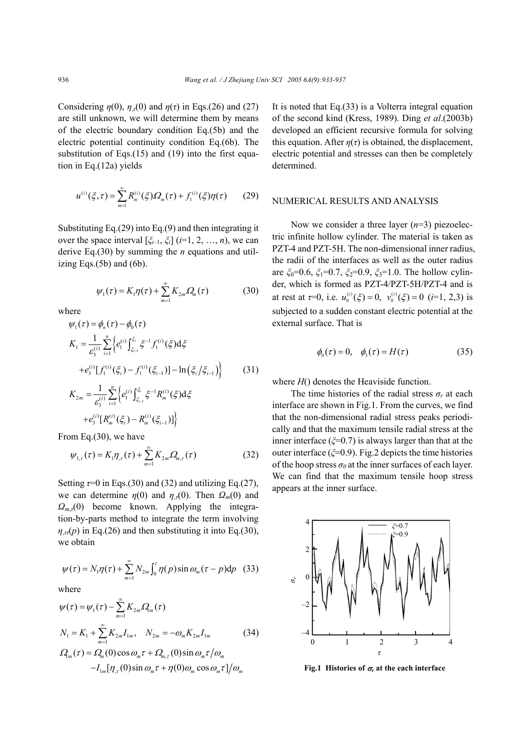Considering $\eta(0)$, $\eta_{,\tau}(0)$ and $\eta(\tau)$ in Eqs.(26) and (27) are still unknown, we will determine them by means of the electric boundary condition Eq.(5b) and the electric potential continuity condition Eq.(6b). The substitution of Eqs.(15) and (19) into the first equation in Eq.(12a) yields

$$u^{(i)}(\xi,\tau)=\sum_{m=1}^{\infty}R_m^{(i)}(\xi)\Omega_m(\tau)+f_1^{(i)}(\xi)\eta(\tau) \tag{29}$$

Substituting Eq.(29) into Eq.(9) and then integrating it over the space interval $[\xi_{i-1}, \xi_i]$ ($i$=1, 2, …, $n$), we can derive Eq.(30) by summing the $n$ equations and utilizing Eqs.(5b) and (6b).

$$\psi_1(\tau)=K_1\eta(\tau)+\sum_{m=1}^{\infty}K_{2m}\Omega_m(\tau) \tag{30}$$

where

$$\psi_1(\tau)=\phi_n(\tau)-\phi_0(\tau)$$

$$K_1=\frac{1}{\varepsilon_3^{(i)}}\sum_{i=1}^{n}\Big\{e_1^{(i)}\int_{\xi_{i-1}}^{\xi_i}\xi^{-1}f_1^{(i)}(\xi)\mathrm{d}\xi+e_3^{(i)}[f_1^{(i)}(\xi_i)-f_1^{(i)}(\xi_{i-1})]-\ln(\xi_i/\xi_{i-1})\Big\} \tag{31}$$

$$K_{2m}=\frac{1}{\varepsilon_3^{(i)}}\sum_{i=1}^{n}\Big\{e_1^{(i)}\int_{\xi_{i-1}}^{\xi_i}\xi^{-1}R_m^{(i)}(\xi)\mathrm{d}\xi+e_3^{(i)}[R_m^{(i)}(\xi_i)-R_m^{(i)}(\xi_{i-1})]\Big\}$$

From Eq.(30), we have

$$\psi_{1,\tau}(\tau)=K_1\eta_{,\tau}(\tau)+\sum_{m=1}^{\infty}K_{2m}\Omega_{m,\tau}(\tau) \tag{32}$$

Setting $\tau$=0 in Eqs.(30) and (32) and utilizing Eq.(27), we can determine $\eta(0)$ and $\eta_{,\tau}(0)$. Then $\Omega_m(0)$ and $\Omega_{m,\tau}(0)$ become known. Applying the integration-by-parts method to integrate the term involving $\eta_{,\tau\tau}(p)$ in Eq.(26) and then substituting it into Eq.(30), we obtain

$$\psi(\tau)=N_1\eta(\tau)+\sum_{m=1}^{\infty}N_{2m}\int_0^{\tau}\eta(p)\sin\omega_m(\tau-p)\mathrm{d}p \tag{33}$$

where

$$\psi(\tau)=\psi_1(\tau)-\sum_{m=1}^{\infty}K_{2m}\Omega_{1m}(\tau)$$

$$N_1=K_1+\sum_{m=1}^{\infty}K_{2m}I_{1m},\quad N_{2m}=-\omega_mK_{2m}I_{1m} \tag{34}$$

$$\Omega_{1m}(\tau)=\Omega_m(0)\cos\omega_m\tau+\Omega_{m,\tau}(0)\sin\omega_m\tau/\omega_m-I_{1m}[\eta_{,\tau}(0)\sin\omega_m\tau+\eta(0)\omega_m\cos\omega_m\tau]/\omega_m$$

It is noted that Eq.(33) is a Volterra integral equation of the second kind (Kress, 1989). Ding *et al*.(2003b) developed an efficient recursive formula for solving this equation. After $\eta(\tau)$ is obtained, the displacement, electric potential and stresses can then be completely determined.

## NUMERICAL RESULTS AND ANALYSIS

Now we consider a three layer ($n$=3) piezoelectric infinite hollow cylinder. The material is taken as PZT-4 and PZT-5H. The non-dimensional inner radius, the radii of the interfaces as well as the outer radius are $\xi_0$=0.6, $\xi_1$=0.7, $\xi_2$=0.9, $\xi_3$=1.0. The hollow cylinder, which is formed as PZT-4/PZT-5H/PZT-4 and is at rest at $\tau$=0, i.e. $u_0^{(i)}(\xi)=0,\ v_0^{(i)}(\xi)=0$ ($i$=1, 2,3) is subjected to a sudden constant electric potential at the external surface. That is

$$\phi_0(\tau)=0,\quad \phi_3(\tau)=H(\tau) \tag{35}$$

where $H()$ denotes the Heaviside function.

The time histories of the radial stress $\sigma_r$ at each interface are shown in Fig.1. From the curves, we find that the non-dimensional radial stress peaks periodically and that the maximum tensile radial stress at the inner interface ($\xi$=0.7) is always larger than that at the outer interface ($\xi$=0.9). Fig.2 depicts the time histories of the hoop stress $\sigma_\theta$ at the inner surfaces of each layer. We can find that the maximum tensile hoop stress appears at the inner surface.

**Fig.1 Histories of $\sigma_r$ at the each interface**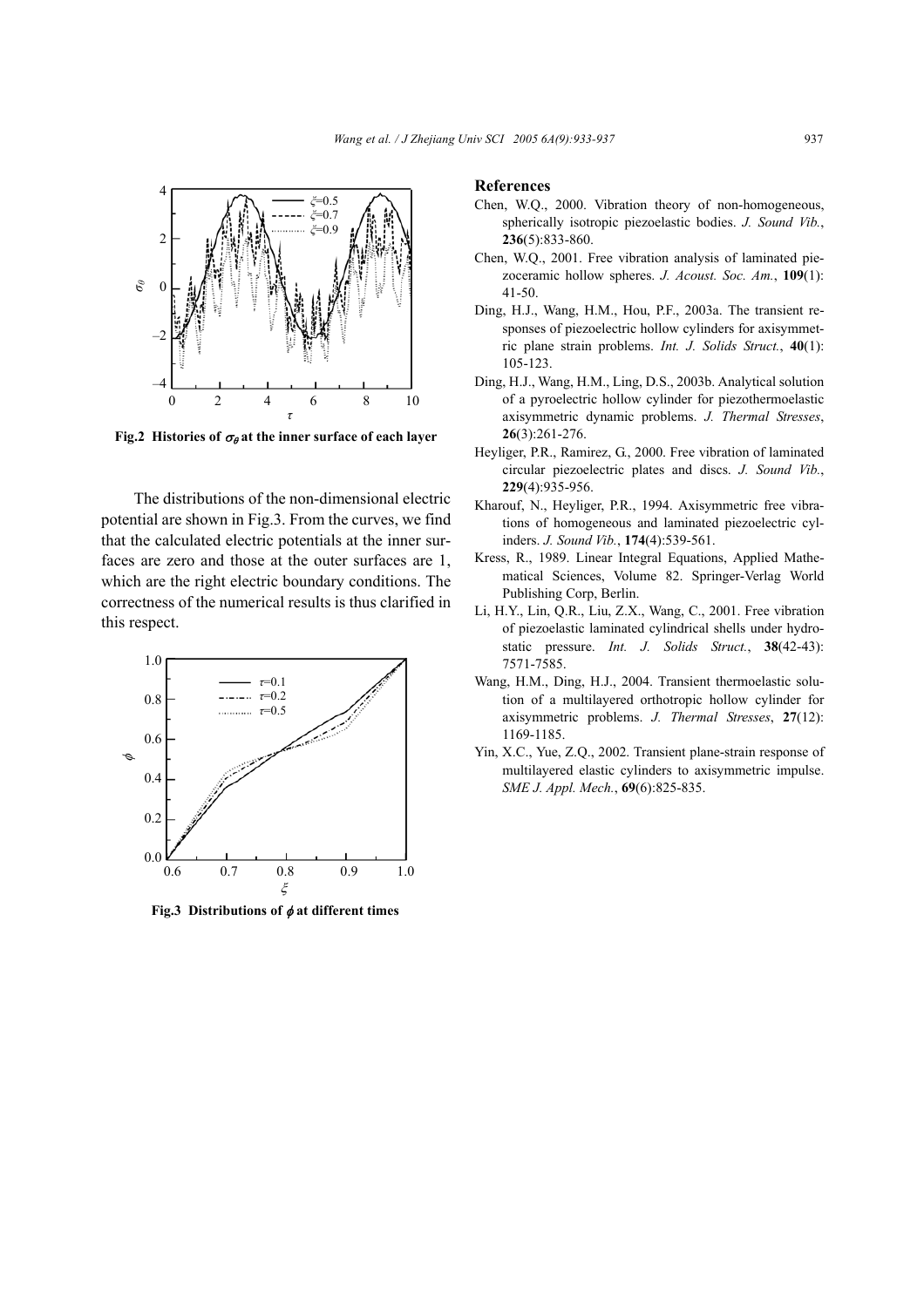4
2
0
–2
–4
$\sigma_\theta$
0 2 4 6 8 10
$\tau$
$\xi$=0.5
$\xi$=0.7
$\xi$=0.9

**Fig.2 Histories of $\sigma_\theta$ at the inner surface of each layer**

The distributions of the non-dimensional electric potential are shown in Fig.3. From the curves, we find that the calculated electric potentials at the inner surfaces are zero and those at the outer surfaces are 1, which are the right electric boundary conditions. The correctness of the numerical results is thus clarified in this respect.

1.0
0.8
0.6
0.4
0.2
0.0
$\phi$
0.6 0.7 0.8 0.9 1.0
$\xi$
$\tau$=0.1
$\tau$=0.2
$\tau$=0.5

**Fig.3 Distributions of $\phi$ at different times**

## References

Chen, W.Q., 2000. Vibration theory of non-homogeneous, spherically isotropic piezoelastic bodies. *J. Sound Vib.*, **236**(5):833-860.

Chen, W.Q., 2001. Free vibration analysis of laminated piezoceramic hollow spheres. *J. Acoust. Soc. Am.*, **109**(1): 41-50.

Ding, H.J., Wang, H.M., Hou, P.F., 2003a. The transient responses of piezoelectric hollow cylinders for axisymmetric plane strain problems. *Int. J. Solids Struct.*, **40**(1): 105-123.

Ding, H.J., Wang, H.M., Ling, D.S., 2003b. Analytical solution of a pyroelectric hollow cylinder for piezothermoelastic axisymmetric dynamic problems. *J. Thermal Stresses*, **26**(3):261-276.

Heyliger, P.R., Ramirez, G., 2000. Free vibration of laminated circular piezoelectric plates and discs. *J. Sound Vib.*, **229**(4):935-956.

Kharouf, N., Heyliger, P.R., 1994. Axisymmetric free vibrations of homogeneous and laminated piezoelectric cylinders. *J. Sound Vib.*, **174**(4):539-561.

Kress, R., 1989. Linear Integral Equations, Applied Mathematical Sciences, Volume 82. Springer-Verlag World Publishing Corp, Berlin.

Li, H.Y., Lin, Q.R., Liu, Z.X., Wang, C., 2001. Free vibration of piezoelastic laminated cylindrical shells under hydrostatic pressure. *Int. J. Solids Struct.*, **38**(42-43): 7571-7585.

Wang, H.M., Ding, H.J., 2004. Transient thermoelastic solution of a multilayered orthotropic hollow cylinder for axisymmetric problems. *J. Thermal Stresses*, **27**(12): 1169-1185.

Yin, X.C., Yue, Z.Q., 2002. Transient plane-strain response of multilayered elastic cylinders to axisymmetric impulse. *SME J. Appl. Mech.*, **69**(6):825-835.